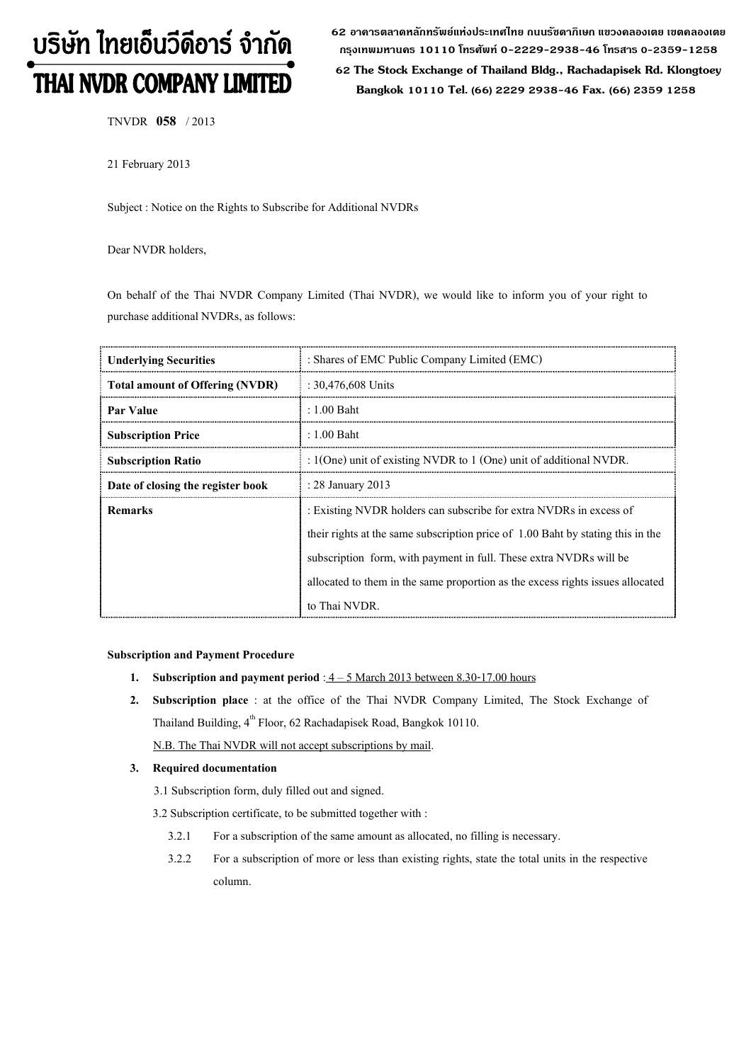# บริษัท ไทยเอ็นวีดีอาร์ จำกัด
# THAI NVDR COMPANY LIMITED

62 อาคารตลาดหลักทรัพย์แห่งประเทศไทย ถนนรัชดาภิเษก แขวงคลองเตย เขตคลองเตย กรุงเทพมหานคร 10110 โทรศัพท์ 0-2229-2938-46 โทรสาร 0-2359-1258

62 The Stock Exchange of Thailand Bldg., Rachadapisek Rd. Klongtoey Bangkok 10110 Tel. (66) 2229 2938-46 Fax. (66) 2359 1258

TNVDR **058** / 2013

21 February 2013

Subject : Notice on the Rights to Subscribe for Additional NVDRs

Dear NVDR holders,

On behalf of the Thai NVDR Company Limited (Thai NVDR), we would like to inform you of your right to purchase additional NVDRs, as follows:

| | |
|---|---|
| **Underlying Securities** | : Shares of EMC Public Company Limited (EMC) |
| **Total amount of Offering (NVDR)** | : 30,476,608 Units |
| **Par Value** | : 1.00 Baht |
| **Subscription Price** | : 1.00 Baht |
| **Subscription Ratio** | : 1(One) unit of existing NVDR to 1 (One) unit of additional NVDR. |
| **Date of closing the register book** | : 28 January 2013 |
| **Remarks** | : Existing NVDR holders can subscribe for extra NVDRs in excess of their rights at the same subscription price of 1.00 Baht by stating this in the subscription form, with payment in full. These extra NVDRs will be allocated to them in the same proportion as the excess rights issues allocated to Thai NVDR. |

**Subscription and Payment Procedure**

1. **Subscription and payment period** : 4 – 5 March 2013 between 8.30-17.00 hours
2. **Subscription place** : at the office of the Thai NVDR Company Limited, The Stock Exchange of Thailand Building, 4th Floor, 62 Rachadapisek Road, Bangkok 10110.
   N.B. The Thai NVDR will not accept subscriptions by mail.
3. **Required documentation**
   3.1 Subscription form, duly filled out and signed.
   3.2 Subscription certificate, to be submitted together with :
      3.2.1 For a subscription of the same amount as allocated, no filling is necessary.
      3.2.2 For a subscription of more or less than existing rights, state the total units in the respective column.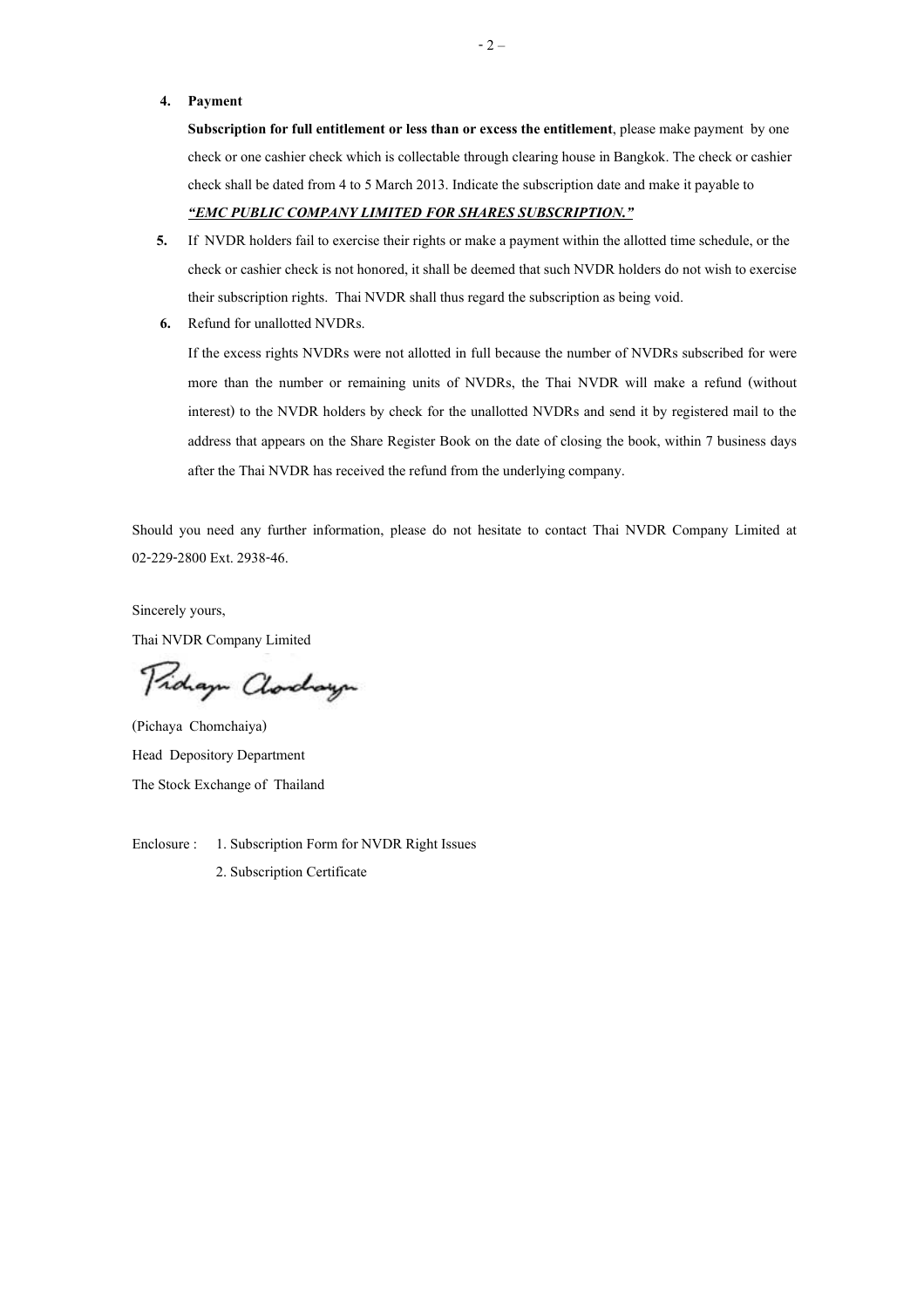4. **Payment**

   **Subscription for full entitlement or less than or excess the entitlement**, please make payment by one check or one cashier check which is collectable through clearing house in Bangkok. The check or cashier check shall be dated from 4 to 5 March 2013. Indicate the subscription date and make it payable to ***"EMC PUBLIC COMPANY LIMITED FOR SHARES SUBSCRIPTION."***

5. If NVDR holders fail to exercise their rights or make a payment within the allotted time schedule, or the check or cashier check is not honored, it shall be deemed that such NVDR holders do not wish to exercise their subscription rights. Thai NVDR shall thus regard the subscription as being void.

6. Refund for unallotted NVDRs.

   If the excess rights NVDRs were not allotted in full because the number of NVDRs subscribed for were more than the number or remaining units of NVDRs, the Thai NVDR will make a refund (without interest) to the NVDR holders by check for the unallotted NVDRs and send it by registered mail to the address that appears on the Share Register Book on the date of closing the book, within 7 business days after the Thai NVDR has received the refund from the underlying company.

Should you need any further information, please do not hesitate to contact Thai NVDR Company Limited at 02-229-2800 Ext. 2938-46.

Sincerely yours,

Thai NVDR Company Limited

(Pichaya Chomchaiya)

Head Depository Department

The Stock Exchange of Thailand

Enclosure : 1. Subscription Form for NVDR Right Issues

2. Subscription Certificate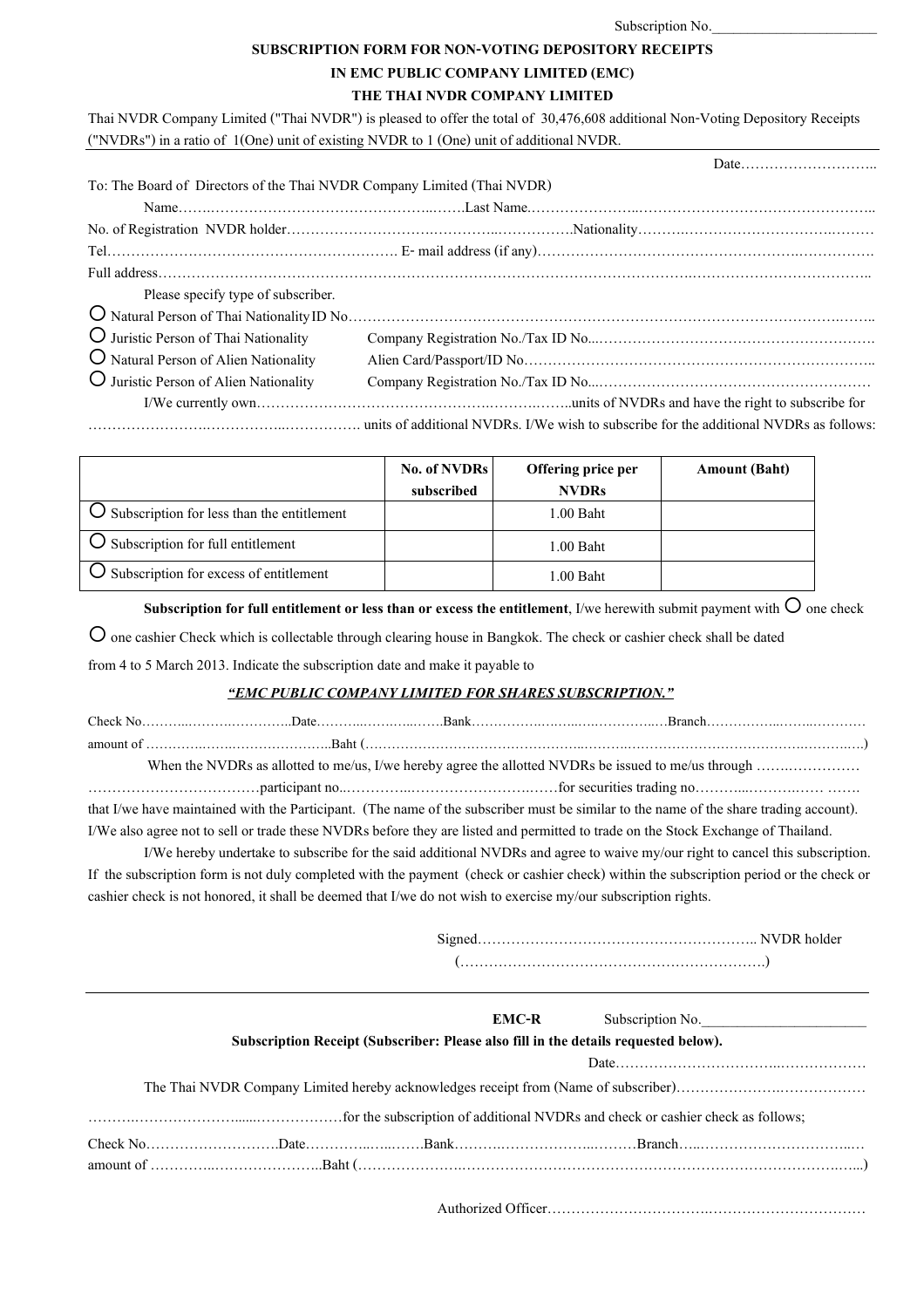Subscription No.______________________

**SUBSCRIPTION FORM FOR NON-VOTING DEPOSITORY RECEIPTS**

**IN EMC PUBLIC COMPANY LIMITED (EMC)**

**THE THAI NVDR COMPANY LIMITED**

Thai NVDR Company Limited ("Thai NVDR") is pleased to offer the total of 30,476,608 additional Non-Voting Depository Receipts ("NVDRs") in a ratio of 1(One) unit of existing NVDR to 1 (One) unit of additional NVDR.

Date………………………..

To: The Board of Directors of the Thai NVDR Company Limited (Thai NVDR)

Name……..…………………………………………..…….Last Name.…………………..………………………………………..

No. of Registration NVDR holder………………………….………..…………….Nationality……….……………………….………

Tel…………………………………………………… E- mail address (if any)……………………………………………….…………….

Full address………………………………………………………………………………………….……………………………..

Please specify type of subscriber.

○ Natural Person of Thai Nationality ID No………………………………………………………………………………………….……..

○ Juristic Person of Thai Nationality Company Registration No./Tax ID No...……………………………………………………….

○ Natural Person of Alien Nationality Alien Card/Passport/ID No………………………………………………………………..

○ Juristic Person of Alien Nationality Company Registration No./Tax ID No...…………………………………………………

I/We currently own…………………………………………….……….……..units of NVDRs and have the right to subscribe for ……………………….……………...……………. units of additional NVDRs. I/We wish to subscribe for the additional NVDRs as follows:

| | No. of NVDRs subscribed | Offering price per NVDRs | Amount (Baht) |
|---|---|---|---|
| ○ Subscription for less than the entitlement | | 1.00 Baht | |
| ○ Subscription for full entitlement | | 1.00 Baht | |
| ○ Subscription for excess of entitlement | | 1.00 Baht | |

**Subscription for full entitlement or less than or excess the entitlement**, I/we herewith submit payment with ○ one check ○ one cashier Check which is collectable through clearing house in Bangkok. The check or cashier check shall be dated from 4 to 5 March 2013. Indicate the subscription date and make it payable to

***"EMC PUBLIC COMPANY LIMITED FOR SHARES SUBSCRIPTION."***

Check No………..………………….Date………..……..…….Bank…………….…...…..……………..…Branch……………..……..…………
amount of ……………….…………………..Baht (……………………………………………..………..……………………………………….……..)

When the NVDRs as allotted to me/us, I/we hereby agree the allotted NVDRs be issued to me/us through …….……………
………………………………participant no..…………..………………………….……for securities trading no………..……….…… …….
that I/we have maintained with the Participant. (The name of the subscriber must be similar to the name of the share trading account). I/We also agree not to sell or trade these NVDRs before they are listed and permitted to trade on the Stock Exchange of Thailand.

I/We hereby undertake to subscribe for the said additional NVDRs and agree to waive my/our right to cancel this subscription. If the subscription form is not duly completed with the payment (check or cashier check) within the subscription period or the check or cashier check is not honored, it shall be deemed that I/we do not wish to exercise my/our subscription rights.

Signed………………………………………………….. NVDR holder

(……………………………………………………….)

---

**EMC-R** Subscription No.______________________

**Subscription Receipt (Subscriber: Please also fill in the details requested below).**

Date……………………………..………………

The Thai NVDR Company Limited hereby acknowledges receipt from (Name of subscriber)…………………….………………

……….…………………......………………for the subscription of additional NVDRs and check or cashier check as follows;

Check No……………………….Date………….…..…….Bank……….………………..………Branch…..…………………………..…
amount of …………..…………………..Baht (……………………………………………………………………………………….…...)

Authorized Officer……………………………….…………………………